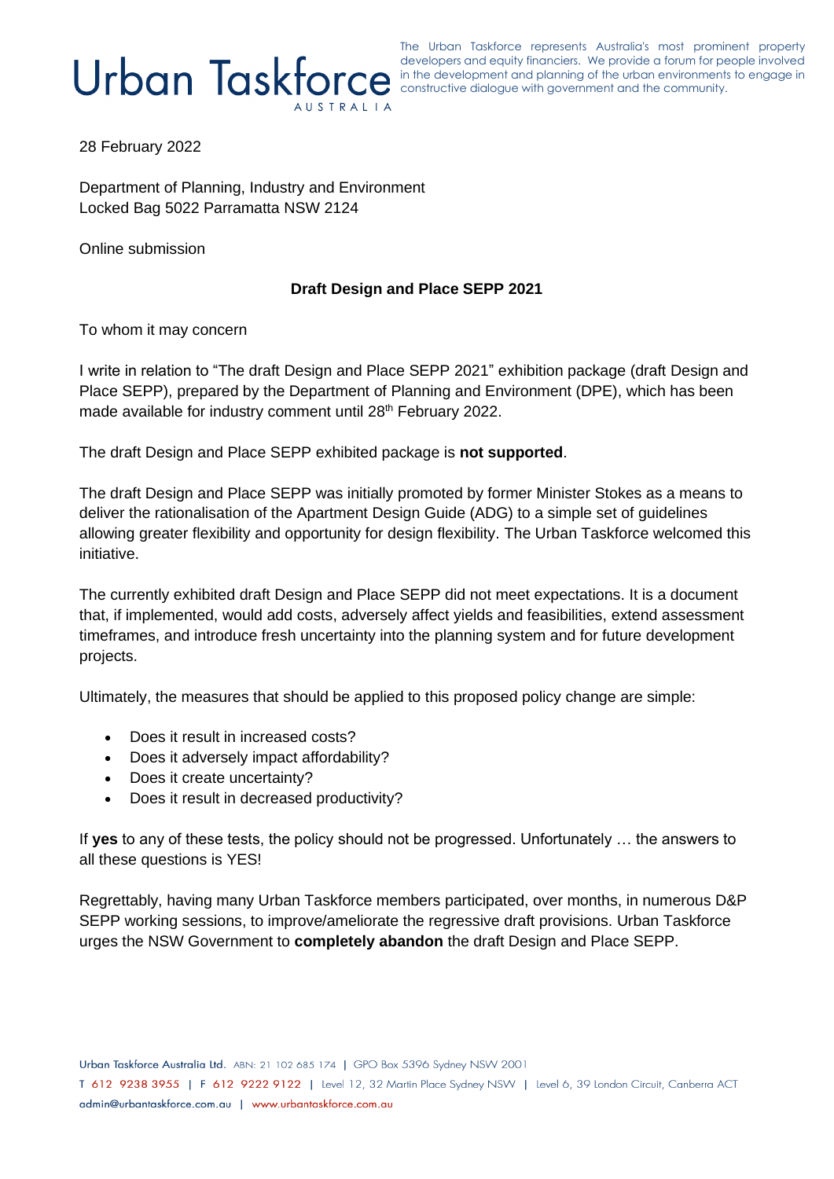Urban Taskforce AUSTRALIA

The Urban Taskforce represents Australia's most prominent property developers and equity financiers. We provide a forum for people involved in the development and planning of the urban environments to engage in constructive dialogue with government and the community.

28 February 2022

Department of Planning, Industry and Environment
Locked Bag 5022 Parramatta NSW 2124

Online submission

**Draft Design and Place SEPP 2021**

To whom it may concern

I write in relation to "The draft Design and Place SEPP 2021" exhibition package (draft Design and Place SEPP), prepared by the Department of Planning and Environment (DPE), which has been made available for industry comment until 28th February 2022.

The draft Design and Place SEPP exhibited package is **not supported**.

The draft Design and Place SEPP was initially promoted by former Minister Stokes as a means to deliver the rationalisation of the Apartment Design Guide (ADG) to a simple set of guidelines allowing greater flexibility and opportunity for design flexibility. The Urban Taskforce welcomed this initiative.

The currently exhibited draft Design and Place SEPP did not meet expectations. It is a document that, if implemented, would add costs, adversely affect yields and feasibilities, extend assessment timeframes, and introduce fresh uncertainty into the planning system and for future development projects.

Ultimately, the measures that should be applied to this proposed policy change are simple:

- Does it result in increased costs?
- Does it adversely impact affordability?
- Does it create uncertainty?
- Does it result in decreased productivity?

If **yes** to any of these tests, the policy should not be progressed. Unfortunately … the answers to all these questions is YES!

Regrettably, having many Urban Taskforce members participated, over months, in numerous D&P SEPP working sessions, to improve/ameliorate the regressive draft provisions. Urban Taskforce urges the NSW Government to **completely abandon** the draft Design and Place SEPP.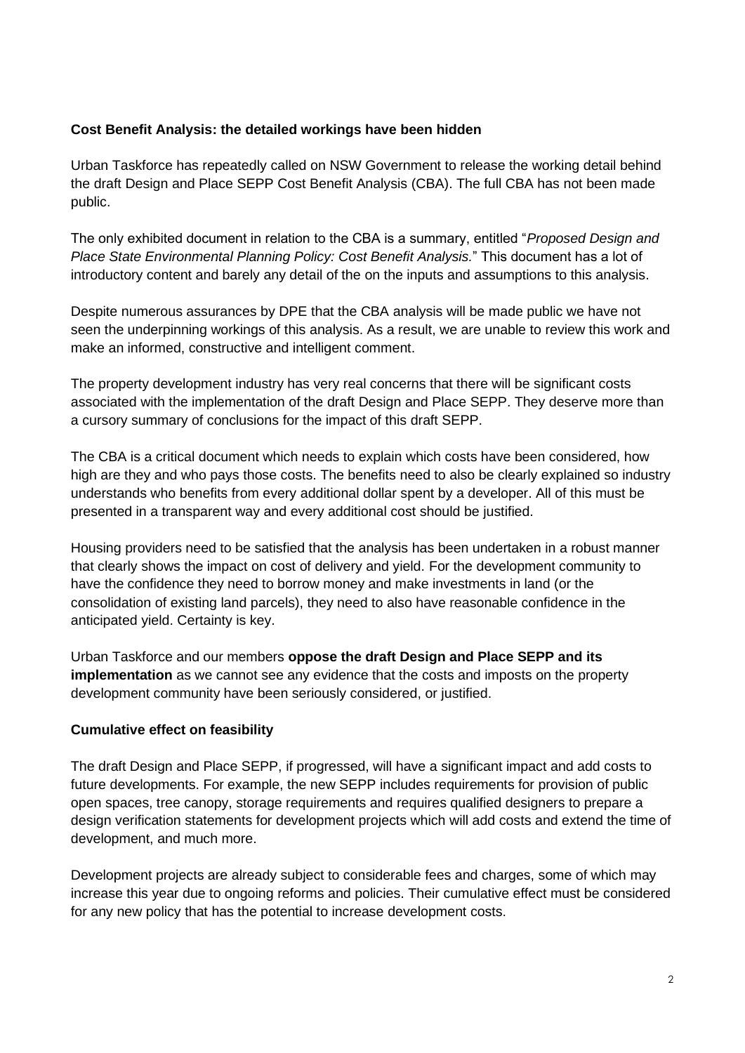**Cost Benefit Analysis: the detailed workings have been hidden**

Urban Taskforce has repeatedly called on NSW Government to release the working detail behind the draft Design and Place SEPP Cost Benefit Analysis (CBA). The full CBA has not been made public.

The only exhibited document in relation to the CBA is a summary, entitled "*Proposed Design and Place State Environmental Planning Policy: Cost Benefit Analysis.*" This document has a lot of introductory content and barely any detail of the on the inputs and assumptions to this analysis.

Despite numerous assurances by DPE that the CBA analysis will be made public we have not seen the underpinning workings of this analysis. As a result, we are unable to review this work and make an informed, constructive and intelligent comment.

The property development industry has very real concerns that there will be significant costs associated with the implementation of the draft Design and Place SEPP. They deserve more than a cursory summary of conclusions for the impact of this draft SEPP.

The CBA is a critical document which needs to explain which costs have been considered, how high are they and who pays those costs. The benefits need to also be clearly explained so industry understands who benefits from every additional dollar spent by a developer. All of this must be presented in a transparent way and every additional cost should be justified.

Housing providers need to be satisfied that the analysis has been undertaken in a robust manner that clearly shows the impact on cost of delivery and yield. For the development community to have the confidence they need to borrow money and make investments in land (or the consolidation of existing land parcels), they need to also have reasonable confidence in the anticipated yield. Certainty is key.

Urban Taskforce and our members **oppose the draft Design and Place SEPP and its implementation** as we cannot see any evidence that the costs and imposts on the property development community have been seriously considered, or justified.

**Cumulative effect on feasibility**

The draft Design and Place SEPP, if progressed, will have a significant impact and add costs to future developments. For example, the new SEPP includes requirements for provision of public open spaces, tree canopy, storage requirements and requires qualified designers to prepare a design verification statements for development projects which will add costs and extend the time of development, and much more.

Development projects are already subject to considerable fees and charges, some of which may increase this year due to ongoing reforms and policies. Their cumulative effect must be considered for any new policy that has the potential to increase development costs.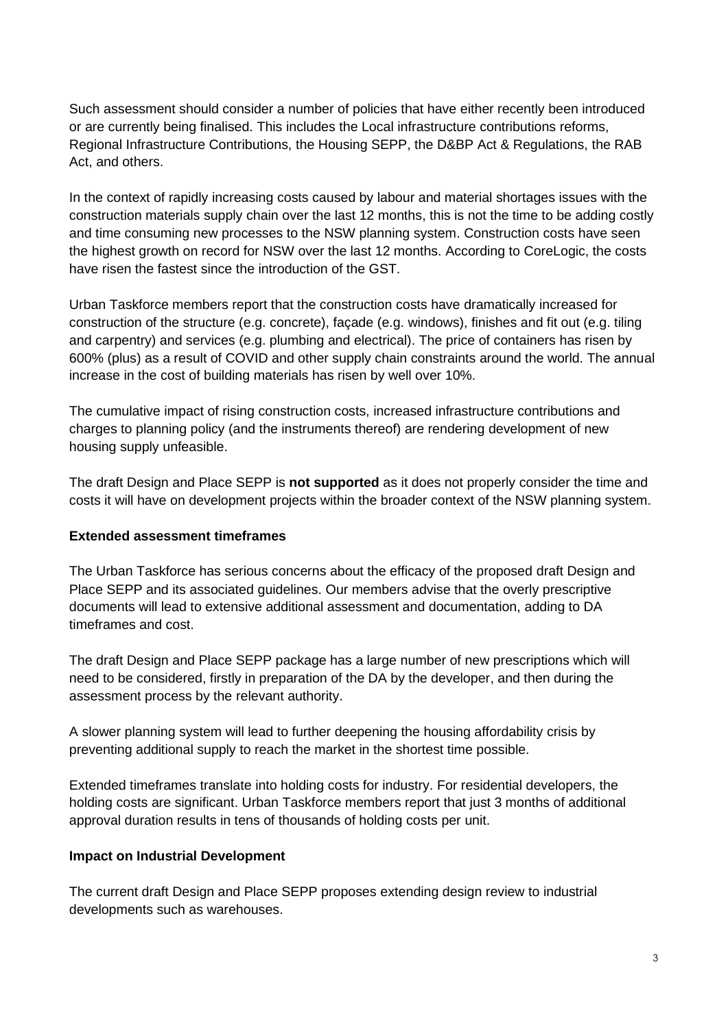Such assessment should consider a number of policies that have either recently been introduced or are currently being finalised. This includes the Local infrastructure contributions reforms, Regional Infrastructure Contributions, the Housing SEPP, the D&BP Act & Regulations, the RAB Act, and others.

In the context of rapidly increasing costs caused by labour and material shortages issues with the construction materials supply chain over the last 12 months, this is not the time to be adding costly and time consuming new processes to the NSW planning system. Construction costs have seen the highest growth on record for NSW over the last 12 months. According to CoreLogic, the costs have risen the fastest since the introduction of the GST.

Urban Taskforce members report that the construction costs have dramatically increased for construction of the structure (e.g. concrete), façade (e.g. windows), finishes and fit out (e.g. tiling and carpentry) and services (e.g. plumbing and electrical). The price of containers has risen by 600% (plus) as a result of COVID and other supply chain constraints around the world. The annual increase in the cost of building materials has risen by well over 10%.

The cumulative impact of rising construction costs, increased infrastructure contributions and charges to planning policy (and the instruments thereof) are rendering development of new housing supply unfeasible.

The draft Design and Place SEPP is **not supported** as it does not properly consider the time and costs it will have on development projects within the broader context of the NSW planning system.

**Extended assessment timeframes**

The Urban Taskforce has serious concerns about the efficacy of the proposed draft Design and Place SEPP and its associated guidelines. Our members advise that the overly prescriptive documents will lead to extensive additional assessment and documentation, adding to DA timeframes and cost.

The draft Design and Place SEPP package has a large number of new prescriptions which will need to be considered, firstly in preparation of the DA by the developer, and then during the assessment process by the relevant authority.

A slower planning system will lead to further deepening the housing affordability crisis by preventing additional supply to reach the market in the shortest time possible.

Extended timeframes translate into holding costs for industry. For residential developers, the holding costs are significant. Urban Taskforce members report that just 3 months of additional approval duration results in tens of thousands of holding costs per unit.

**Impact on Industrial Development**

The current draft Design and Place SEPP proposes extending design review to industrial developments such as warehouses.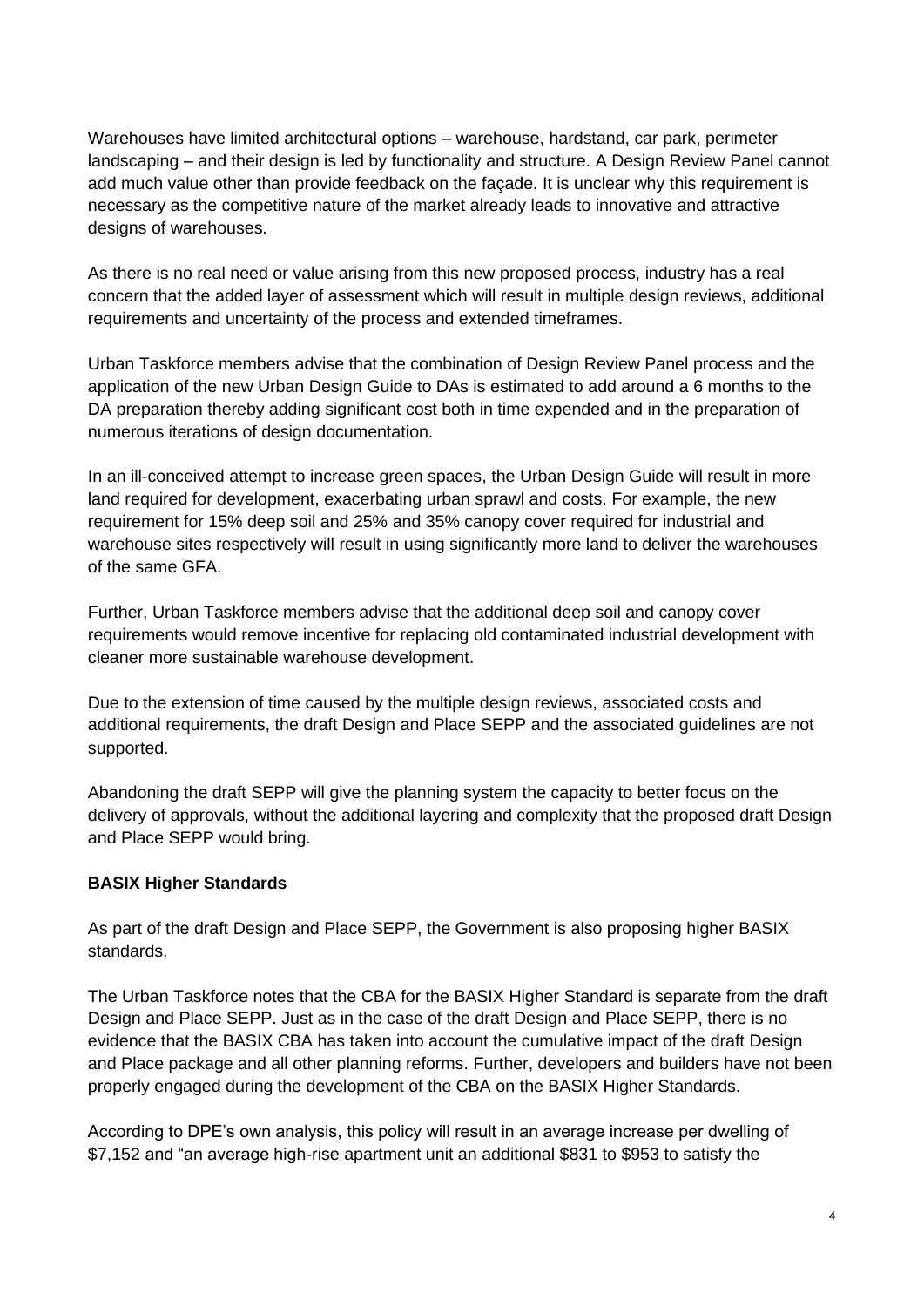Warehouses have limited architectural options – warehouse, hardstand, car park, perimeter landscaping – and their design is led by functionality and structure. A Design Review Panel cannot add much value other than provide feedback on the façade. It is unclear why this requirement is necessary as the competitive nature of the market already leads to innovative and attractive designs of warehouses.

As there is no real need or value arising from this new proposed process, industry has a real concern that the added layer of assessment which will result in multiple design reviews, additional requirements and uncertainty of the process and extended timeframes.

Urban Taskforce members advise that the combination of Design Review Panel process and the application of the new Urban Design Guide to DAs is estimated to add around a 6 months to the DA preparation thereby adding significant cost both in time expended and in the preparation of numerous iterations of design documentation.

In an ill-conceived attempt to increase green spaces, the Urban Design Guide will result in more land required for development, exacerbating urban sprawl and costs. For example, the new requirement for 15% deep soil and 25% and 35% canopy cover required for industrial and warehouse sites respectively will result in using significantly more land to deliver the warehouses of the same GFA.

Further, Urban Taskforce members advise that the additional deep soil and canopy cover requirements would remove incentive for replacing old contaminated industrial development with cleaner more sustainable warehouse development.

Due to the extension of time caused by the multiple design reviews, associated costs and additional requirements, the draft Design and Place SEPP and the associated guidelines are not supported.

Abandoning the draft SEPP will give the planning system the capacity to better focus on the delivery of approvals, without the additional layering and complexity that the proposed draft Design and Place SEPP would bring.

**BASIX Higher Standards**

As part of the draft Design and Place SEPP, the Government is also proposing higher BASIX standards.

The Urban Taskforce notes that the CBA for the BASIX Higher Standard is separate from the draft Design and Place SEPP. Just as in the case of the draft Design and Place SEPP, there is no evidence that the BASIX CBA has taken into account the cumulative impact of the draft Design and Place package and all other planning reforms. Further, developers and builders have not been properly engaged during the development of the CBA on the BASIX Higher Standards.

According to DPE's own analysis, this policy will result in an average increase per dwelling of $7,152 and "an average high-rise apartment unit an additional $831 to $953 to satisfy the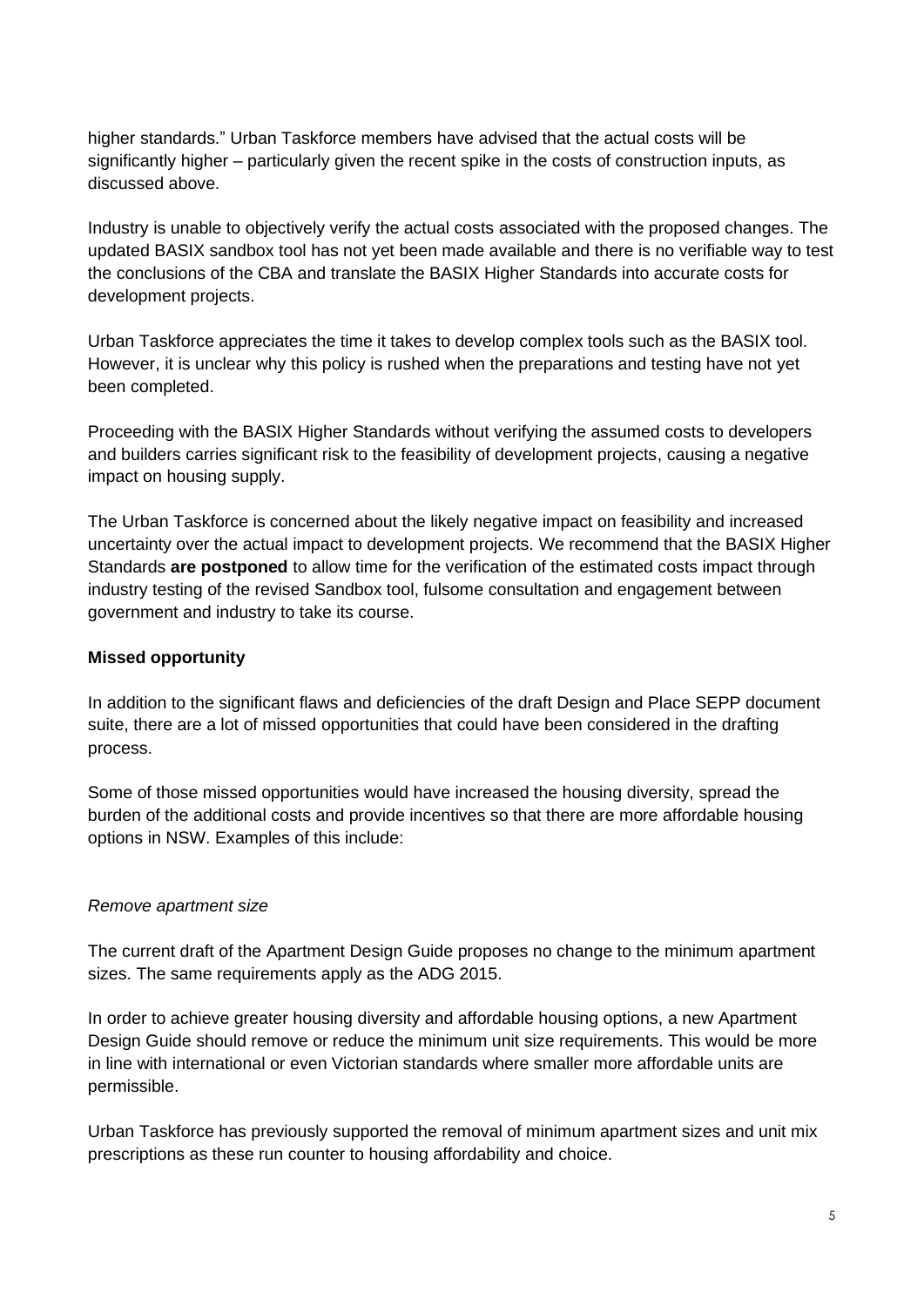higher standards." Urban Taskforce members have advised that the actual costs will be significantly higher – particularly given the recent spike in the costs of construction inputs, as discussed above.

Industry is unable to objectively verify the actual costs associated with the proposed changes. The updated BASIX sandbox tool has not yet been made available and there is no verifiable way to test the conclusions of the CBA and translate the BASIX Higher Standards into accurate costs for development projects.

Urban Taskforce appreciates the time it takes to develop complex tools such as the BASIX tool. However, it is unclear why this policy is rushed when the preparations and testing have not yet been completed.

Proceeding with the BASIX Higher Standards without verifying the assumed costs to developers and builders carries significant risk to the feasibility of development projects, causing a negative impact on housing supply.

The Urban Taskforce is concerned about the likely negative impact on feasibility and increased uncertainty over the actual impact to development projects. We recommend that the BASIX Higher Standards **are postponed** to allow time for the verification of the estimated costs impact through industry testing of the revised Sandbox tool, fulsome consultation and engagement between government and industry to take its course.

**Missed opportunity**

In addition to the significant flaws and deficiencies of the draft Design and Place SEPP document suite, there are a lot of missed opportunities that could have been considered in the drafting process.

Some of those missed opportunities would have increased the housing diversity, spread the burden of the additional costs and provide incentives so that there are more affordable housing options in NSW. Examples of this include:

*Remove apartment size*

The current draft of the Apartment Design Guide proposes no change to the minimum apartment sizes. The same requirements apply as the ADG 2015.

In order to achieve greater housing diversity and affordable housing options, a new Apartment Design Guide should remove or reduce the minimum unit size requirements. This would be more in line with international or even Victorian standards where smaller more affordable units are permissible.

Urban Taskforce has previously supported the removal of minimum apartment sizes and unit mix prescriptions as these run counter to housing affordability and choice.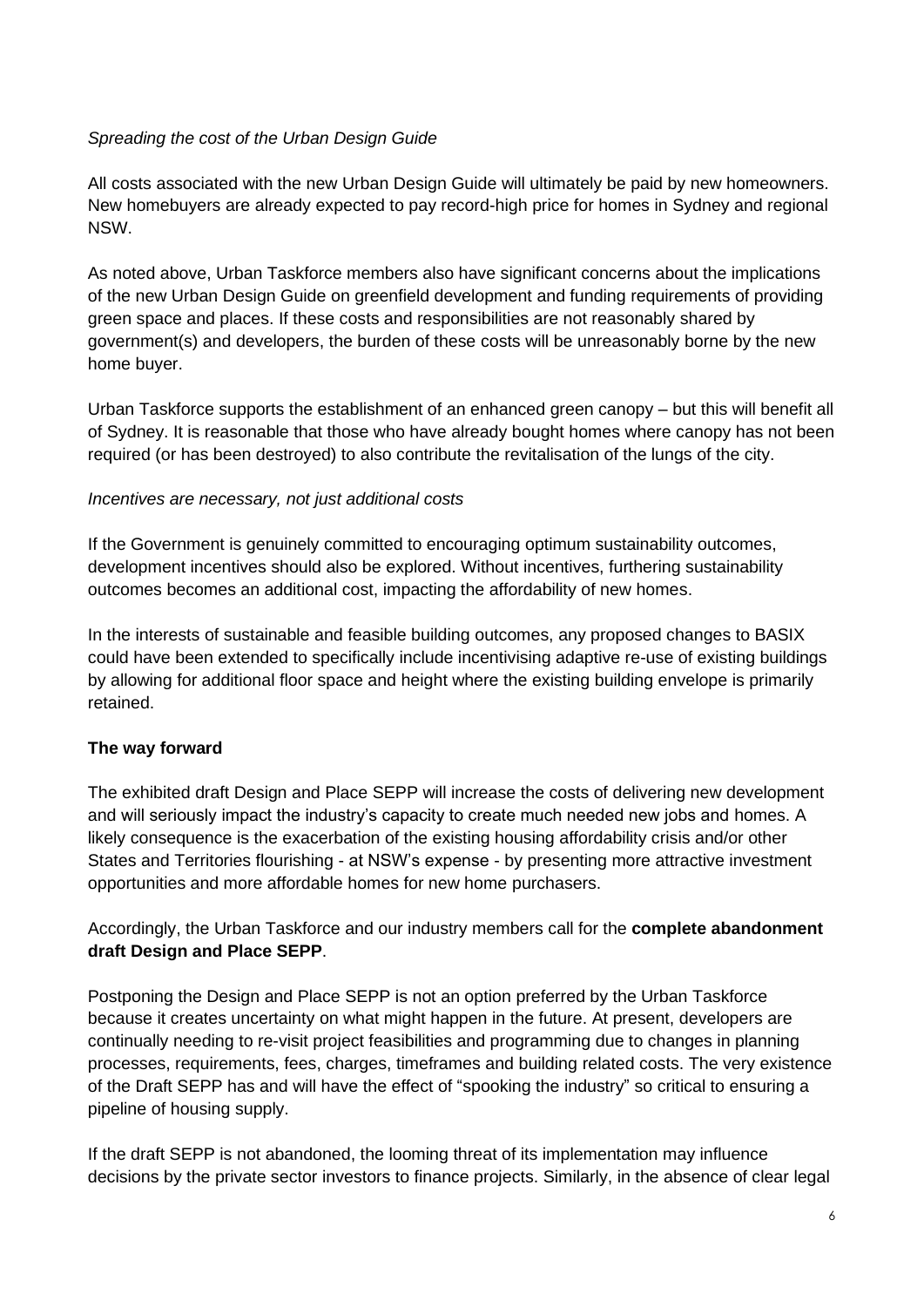*Spreading the cost of the Urban Design Guide*

All costs associated with the new Urban Design Guide will ultimately be paid by new homeowners. New homebuyers are already expected to pay record-high price for homes in Sydney and regional NSW.

As noted above, Urban Taskforce members also have significant concerns about the implications of the new Urban Design Guide on greenfield development and funding requirements of providing green space and places. If these costs and responsibilities are not reasonably shared by government(s) and developers, the burden of these costs will be unreasonably borne by the new home buyer.

Urban Taskforce supports the establishment of an enhanced green canopy – but this will benefit all of Sydney. It is reasonable that those who have already bought homes where canopy has not been required (or has been destroyed) to also contribute the revitalisation of the lungs of the city.

*Incentives are necessary, not just additional costs*

If the Government is genuinely committed to encouraging optimum sustainability outcomes, development incentives should also be explored. Without incentives, furthering sustainability outcomes becomes an additional cost, impacting the affordability of new homes.

In the interests of sustainable and feasible building outcomes, any proposed changes to BASIX could have been extended to specifically include incentivising adaptive re-use of existing buildings by allowing for additional floor space and height where the existing building envelope is primarily retained.

**The way forward**

The exhibited draft Design and Place SEPP will increase the costs of delivering new development and will seriously impact the industry's capacity to create much needed new jobs and homes. A likely consequence is the exacerbation of the existing housing affordability crisis and/or other States and Territories flourishing - at NSW's expense - by presenting more attractive investment opportunities and more affordable homes for new home purchasers.

Accordingly, the Urban Taskforce and our industry members call for the **complete abandonment draft Design and Place SEPP**.

Postponing the Design and Place SEPP is not an option preferred by the Urban Taskforce because it creates uncertainty on what might happen in the future. At present, developers are continually needing to re-visit project feasibilities and programming due to changes in planning processes, requirements, fees, charges, timeframes and building related costs. The very existence of the Draft SEPP has and will have the effect of "spooking the industry" so critical to ensuring a pipeline of housing supply.

If the draft SEPP is not abandoned, the looming threat of its implementation may influence decisions by the private sector investors to finance projects. Similarly, in the absence of clear legal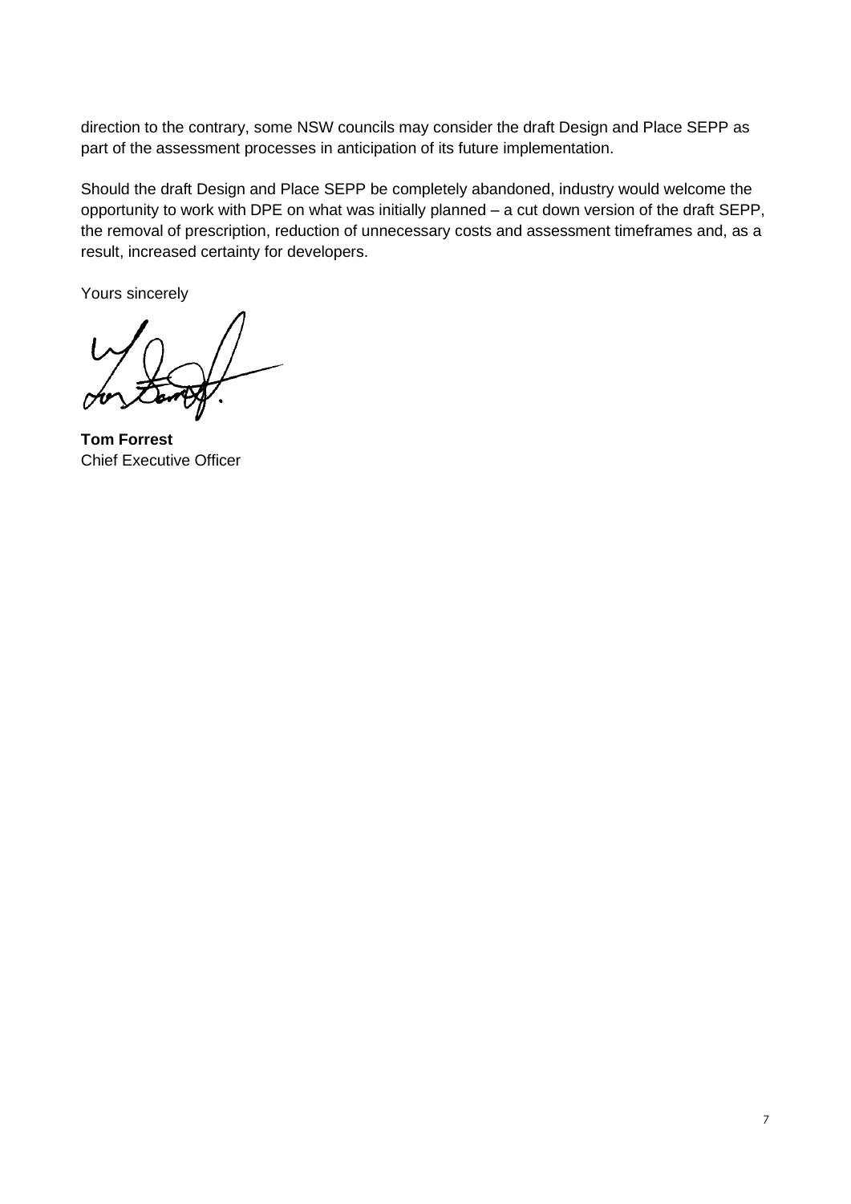direction to the contrary, some NSW councils may consider the draft Design and Place SEPP as part of the assessment processes in anticipation of its future implementation.

Should the draft Design and Place SEPP be completely abandoned, industry would welcome the opportunity to work with DPE on what was initially planned – a cut down version of the draft SEPP, the removal of prescription, reduction of unnecessary costs and assessment timeframes and, as a result, increased certainty for developers.

Yours sincerely

**Tom Forrest**
Chief Executive Officer